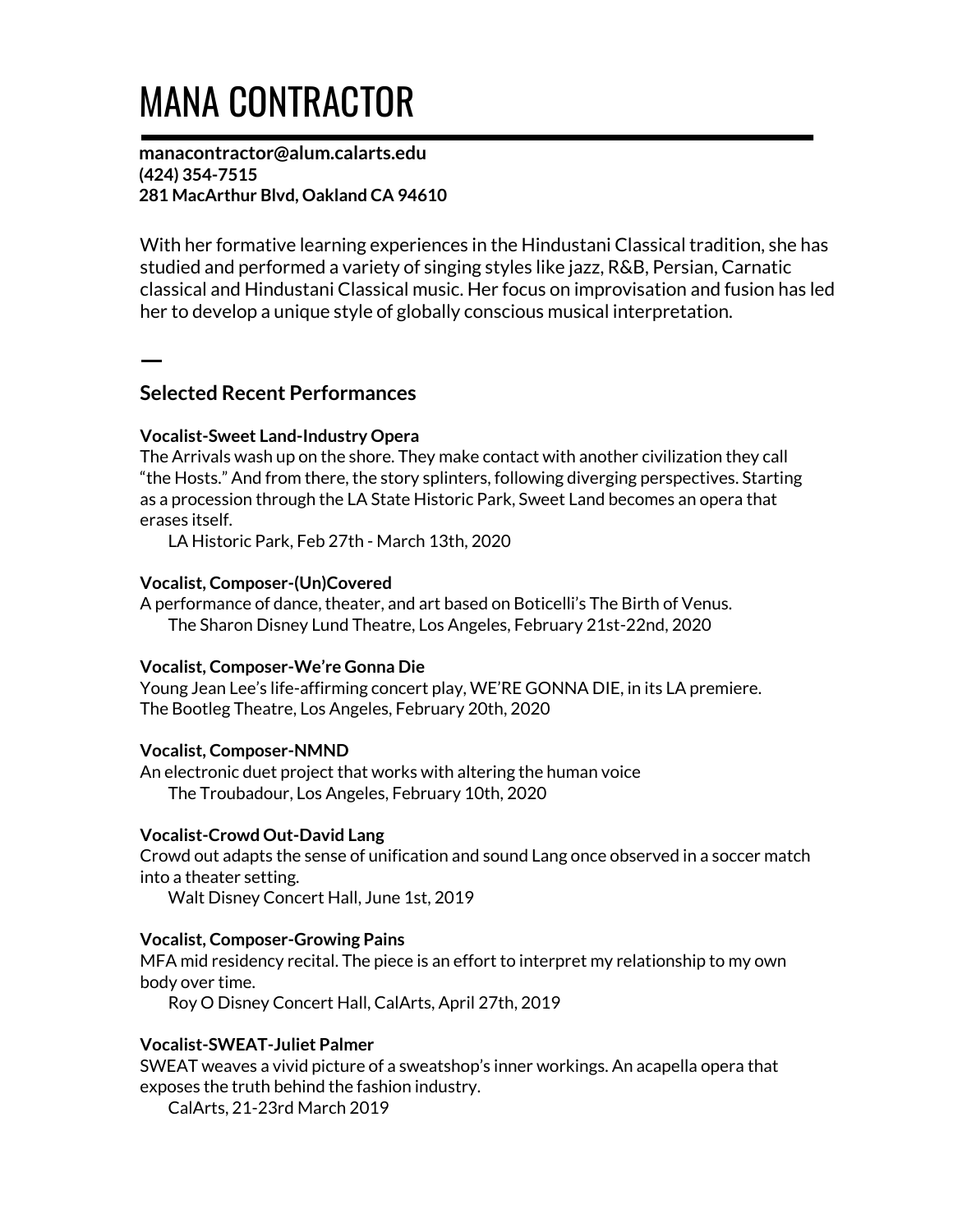# MANA CONTRACTOR

**manacontractor@alum.calarts.edu**
**(424) 354-7515**
**281 MacArthur Blvd, Oakland CA 94610**

With her formative learning experiences in the Hindustani Classical tradition, she has studied and performed a variety of singing styles like jazz, R&B, Persian, Carnatic classical and Hindustani Classical music. Her focus on improvisation and fusion has led her to develop a unique style of globally conscious musical interpretation.

## Selected Recent Performances

**Vocalist-Sweet Land-Industry Opera**
The Arrivals wash up on the shore. They make contact with another civilization they call "the Hosts." And from there, the story splinters, following diverging perspectives. Starting as a procession through the LA State Historic Park, Sweet Land becomes an opera that erases itself.
LA Historic Park, Feb 27th - March 13th, 2020

**Vocalist, Composer-(Un)Covered**
A performance of dance, theater, and art based on Boticelli's The Birth of Venus.
The Sharon Disney Lund Theatre, Los Angeles, February 21st-22nd, 2020

**Vocalist, Composer-We're Gonna Die**
Young Jean Lee's life-affirming concert play, WE'RE GONNA DIE, in its LA premiere.
The Bootleg Theatre, Los Angeles, February 20th, 2020

**Vocalist, Composer-NMND**
An electronic duet project that works with altering the human voice
The Troubadour, Los Angeles, February 10th, 2020

**Vocalist-Crowd Out-David Lang**
Crowd out adapts the sense of unification and sound Lang once observed in a soccer match into a theater setting.
Walt Disney Concert Hall, June 1st, 2019

**Vocalist, Composer-Growing Pains**
MFA mid residency recital. The piece is an effort to interpret my relationship to my own body over time.
Roy O Disney Concert Hall, CalArts, April 27th, 2019

**Vocalist-SWEAT-Juliet Palmer**
SWEAT weaves a vivid picture of a sweatshop's inner workings. An acapella opera that exposes the truth behind the fashion industry.
CalArts, 21-23rd March 2019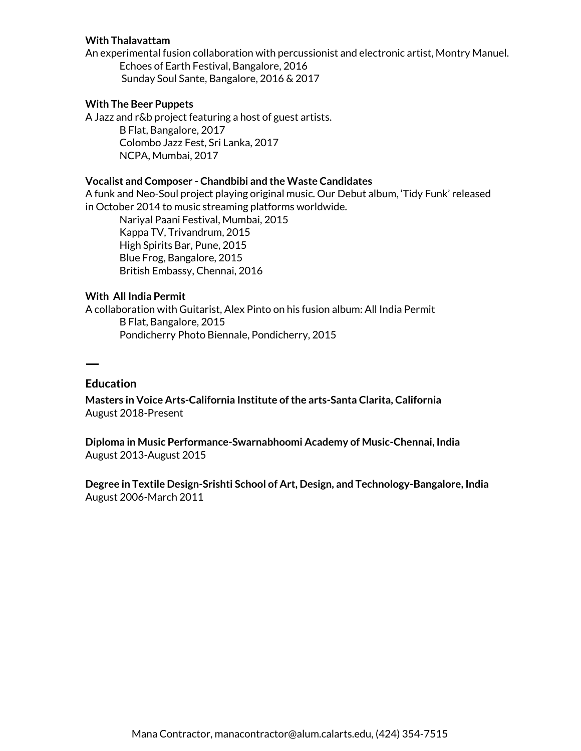**With Thalavattam**

An experimental fusion collaboration with percussionist and electronic artist, Montry Manuel.

Echoes of Earth Festival, Bangalore, 2016
Sunday Soul Sante, Bangalore, 2016 & 2017

**With The Beer Puppets**

A Jazz and r&b project featuring a host of guest artists.

B Flat, Bangalore, 2017
Colombo Jazz Fest, Sri Lanka, 2017
NCPA, Mumbai, 2017

**Vocalist and Composer - Chandbibi and the Waste Candidates**

A funk and Neo-Soul project playing original music. Our Debut album, 'Tidy Funk' released in October 2014 to music streaming platforms worldwide.

Nariyal Paani Festival, Mumbai, 2015
Kappa TV, Trivandrum, 2015
High Spirits Bar, Pune, 2015
Blue Frog, Bangalore, 2015
British Embassy, Chennai, 2016

**With All India Permit**

A collaboration with Guitarist, Alex Pinto on his fusion album: All India Permit

B Flat, Bangalore, 2015
Pondicherry Photo Biennale, Pondicherry, 2015

## Education

**Masters in Voice Arts-California Institute of the arts-Santa Clarita, California**
August 2018-Present

**Diploma in Music Performance-Swarnabhoomi Academy of Music-Chennai, India**
August 2013-August 2015

**Degree in Textile Design-Srishti School of Art, Design, and Technology-Bangalore, India**
August 2006-March 2011

Mana Contractor, manacontractor@alum.calarts.edu, (424) 354-7515